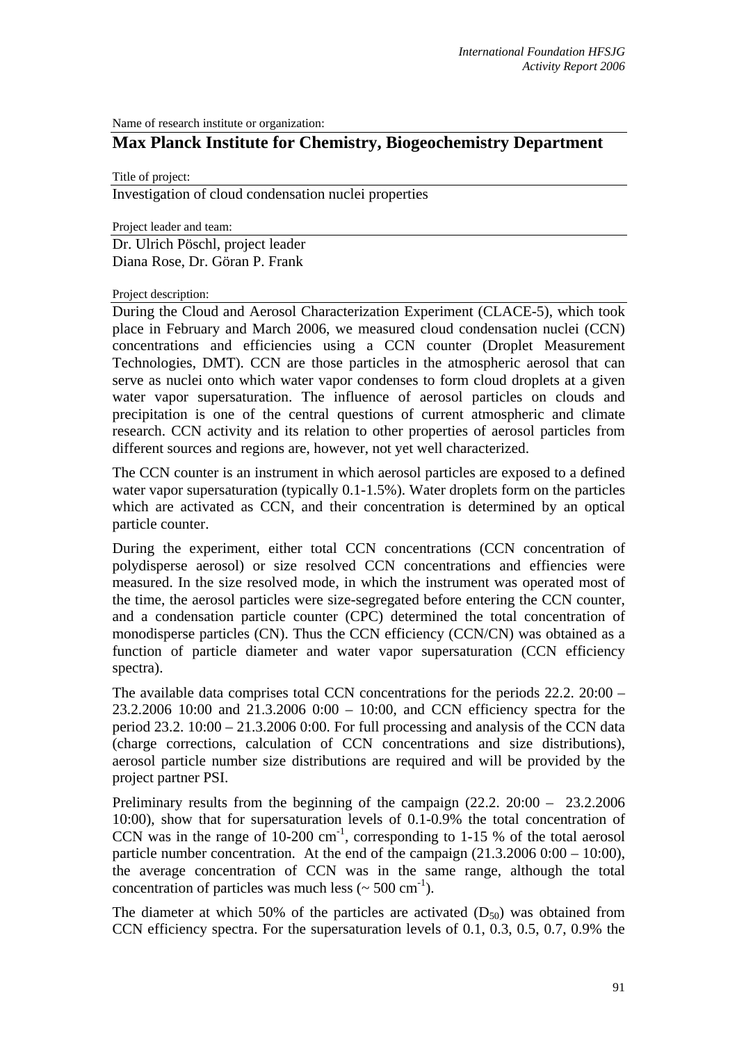Name of research institute or organization:

## Max Planck Institute for Chemistry, Biogeochemistry Department

Title of project:

Investigation of cloud condensation nuclei properties

Project leader and team:

Dr. Ulrich Pöschl, project leader
Diana Rose, Dr. Göran P. Frank

Project description:

During the Cloud and Aerosol Characterization Experiment (CLACE-5), which took place in February and March 2006, we measured cloud condensation nuclei (CCN) concentrations and efficiencies using a CCN counter (Droplet Measurement Technologies, DMT). CCN are those particles in the atmospheric aerosol that can serve as nuclei onto which water vapor condenses to form cloud droplets at a given water vapor supersaturation. The influence of aerosol particles on clouds and precipitation is one of the central questions of current atmospheric and climate research. CCN activity and its relation to other properties of aerosol particles from different sources and regions are, however, not yet well characterized.

The CCN counter is an instrument in which aerosol particles are exposed to a defined water vapor supersaturation (typically 0.1-1.5%). Water droplets form on the particles which are activated as CCN, and their concentration is determined by an optical particle counter.

During the experiment, either total CCN concentrations (CCN concentration of polydisperse aerosol) or size resolved CCN concentrations and effiencies were measured. In the size resolved mode, in which the instrument was operated most of the time, the aerosol particles were size-segregated before entering the CCN counter, and a condensation particle counter (CPC) determined the total concentration of monodisperse particles (CN). Thus the CCN efficiency (CCN/CN) was obtained as a function of particle diameter and water vapor supersaturation (CCN efficiency spectra).

The available data comprises total CCN concentrations for the periods 22.2. 20:00 – 23.2.2006 10:00 and 21.3.2006 0:00 – 10:00, and CCN efficiency spectra for the period 23.2. 10:00 – 21.3.2006 0:00. For full processing and analysis of the CCN data (charge corrections, calculation of CCN concentrations and size distributions), aerosol particle number size distributions are required and will be provided by the project partner PSI.

Preliminary results from the beginning of the campaign (22.2. 20:00 – 23.2.2006 10:00), show that for supersaturation levels of 0.1-0.9% the total concentration of CCN was in the range of 10-200 $cm^{-1}$, corresponding to 1-15 % of the total aerosol particle number concentration. At the end of the campaign (21.3.2006 0:00 – 10:00), the average concentration of CCN was in the same range, although the total concentration of particles was much less (~ 500 $cm^{-1}$).

The diameter at which 50% of the particles are activated ($D_{50}$) was obtained from CCN efficiency spectra. For the supersaturation levels of 0.1, 0.3, 0.5, 0.7, 0.9% the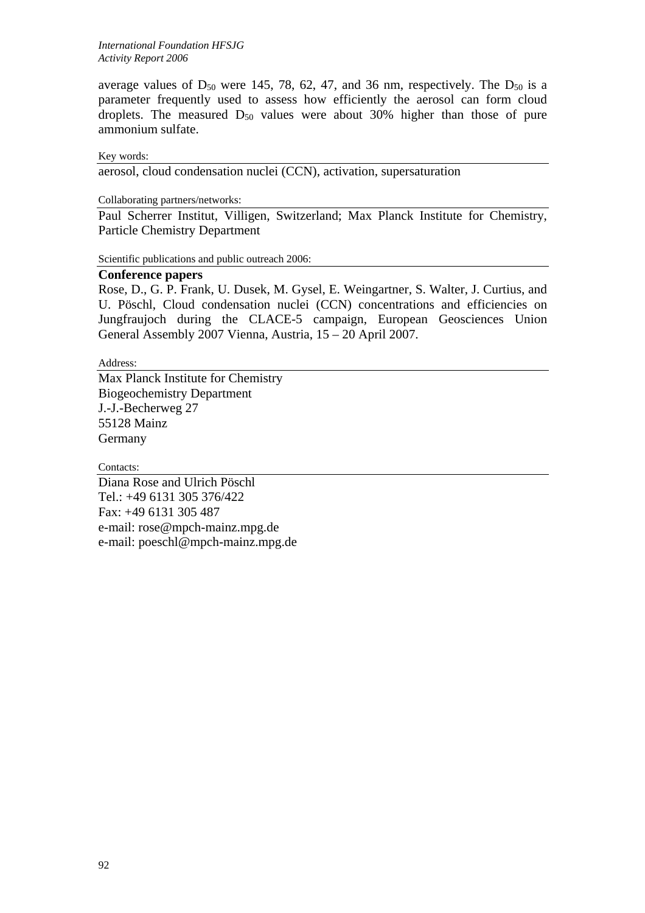average values of $D_{50}$ were 145, 78, 62, 47, and 36 nm, respectively. The $D_{50}$ is a parameter frequently used to assess how efficiently the aerosol can form cloud droplets. The measured $D_{50}$ values were about 30% higher than those of pure ammonium sulfate.

Key words:

aerosol, cloud condensation nuclei (CCN), activation, supersaturation

Collaborating partners/networks:

Paul Scherrer Institut, Villigen, Switzerland; Max Planck Institute for Chemistry, Particle Chemistry Department

Scientific publications and public outreach 2006:

**Conference papers**

Rose, D., G. P. Frank, U. Dusek, M. Gysel, E. Weingartner, S. Walter, J. Curtius, and U. Pöschl, Cloud condensation nuclei (CCN) concentrations and efficiencies on Jungfraujoch during the CLACE-5 campaign, European Geosciences Union General Assembly 2007 Vienna, Austria, 15 – 20 April 2007.

Address:

Max Planck Institute for Chemistry
Biogeochemistry Department
J.-J.-Becherweg 27
55128 Mainz
Germany

Contacts:

Diana Rose and Ulrich Pöschl
Tel.: +49 6131 305 376/422
Fax: +49 6131 305 487
e-mail: rose@mpch-mainz.mpg.de
e-mail: poeschl@mpch-mainz.mpg.de